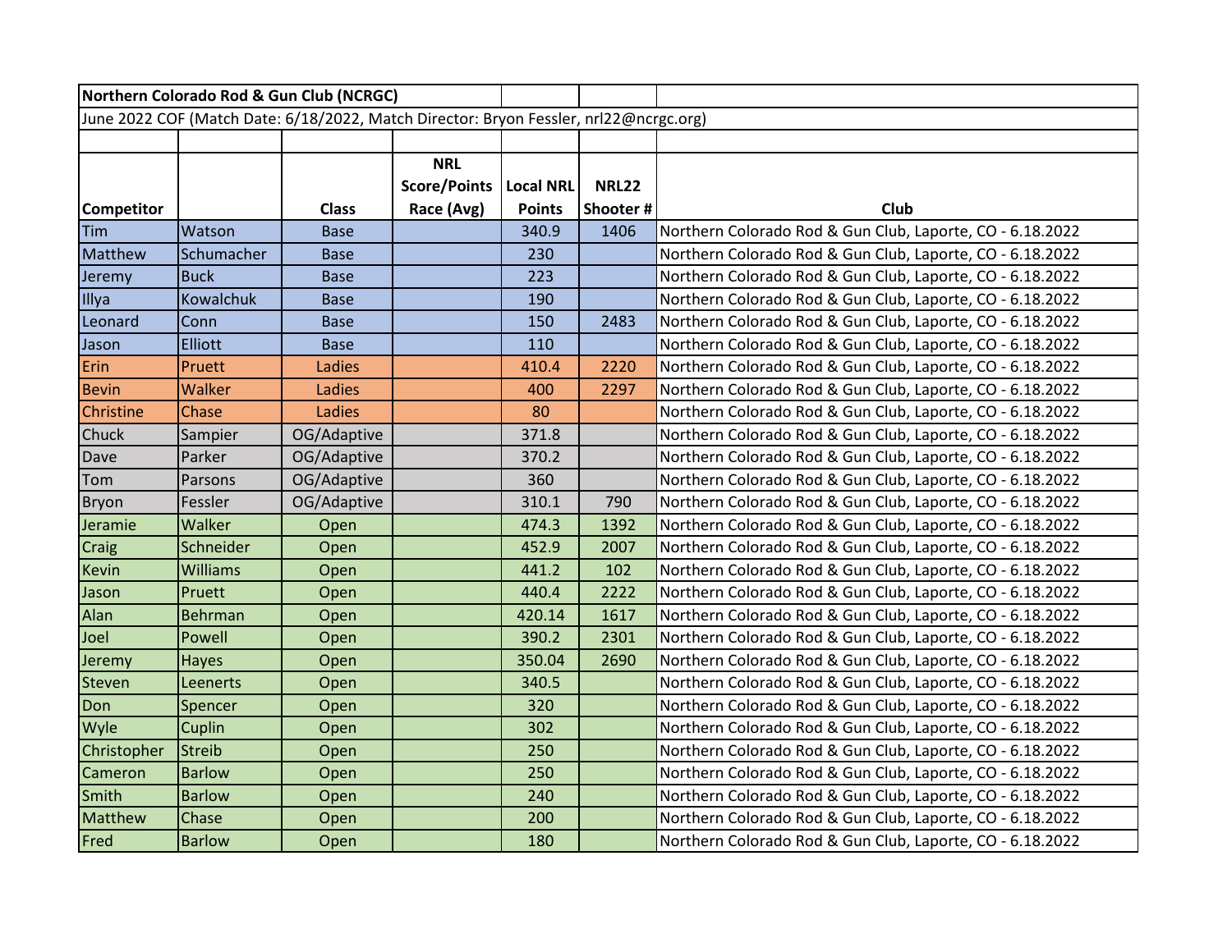| Northern Colorado Rod & Gun Club (NCRGC) | | | | | | |
|---|---|---|---|---|---|---|
| June 2022 COF (Match Date: 6/18/2022, Match Director: Bryon Fessler, nrl22@ncrgc.org) | | | | | | |
| | | | | | | |
| Competitor | | Class | NRL Score/Points Race (Avg) | Local NRL Points | NRL22 Shooter # | Club |
| Tim | Watson | Base | | 340.9 | 1406 | Northern Colorado Rod & Gun Club, Laporte, CO - 6.18.2022 |
| Matthew | Schumacher | Base | | 230 | | Northern Colorado Rod & Gun Club, Laporte, CO - 6.18.2022 |
| Jeremy | Buck | Base | | 223 | | Northern Colorado Rod & Gun Club, Laporte, CO - 6.18.2022 |
| Illya | Kowalchuk | Base | | 190 | | Northern Colorado Rod & Gun Club, Laporte, CO - 6.18.2022 |
| Leonard | Conn | Base | | 150 | 2483 | Northern Colorado Rod & Gun Club, Laporte, CO - 6.18.2022 |
| Jason | Elliott | Base | | 110 | | Northern Colorado Rod & Gun Club, Laporte, CO - 6.18.2022 |
| Erin | Pruett | Ladies | | 410.4 | 2220 | Northern Colorado Rod & Gun Club, Laporte, CO - 6.18.2022 |
| Bevin | Walker | Ladies | | 400 | 2297 | Northern Colorado Rod & Gun Club, Laporte, CO - 6.18.2022 |
| Christine | Chase | Ladies | | 80 | | Northern Colorado Rod & Gun Club, Laporte, CO - 6.18.2022 |
| Chuck | Sampier | OG/Adaptive | | 371.8 | | Northern Colorado Rod & Gun Club, Laporte, CO - 6.18.2022 |
| Dave | Parker | OG/Adaptive | | 370.2 | | Northern Colorado Rod & Gun Club, Laporte, CO - 6.18.2022 |
| Tom | Parsons | OG/Adaptive | | 360 | | Northern Colorado Rod & Gun Club, Laporte, CO - 6.18.2022 |
| Bryon | Fessler | OG/Adaptive | | 310.1 | 790 | Northern Colorado Rod & Gun Club, Laporte, CO - 6.18.2022 |
| Jeramie | Walker | Open | | 474.3 | 1392 | Northern Colorado Rod & Gun Club, Laporte, CO - 6.18.2022 |
| Craig | Schneider | Open | | 452.9 | 2007 | Northern Colorado Rod & Gun Club, Laporte, CO - 6.18.2022 |
| Kevin | Williams | Open | | 441.2 | 102 | Northern Colorado Rod & Gun Club, Laporte, CO - 6.18.2022 |
| Jason | Pruett | Open | | 440.4 | 2222 | Northern Colorado Rod & Gun Club, Laporte, CO - 6.18.2022 |
| Alan | Behrman | Open | | 420.14 | 1617 | Northern Colorado Rod & Gun Club, Laporte, CO - 6.18.2022 |
| Joel | Powell | Open | | 390.2 | 2301 | Northern Colorado Rod & Gun Club, Laporte, CO - 6.18.2022 |
| Jeremy | Hayes | Open | | 350.04 | 2690 | Northern Colorado Rod & Gun Club, Laporte, CO - 6.18.2022 |
| Steven | Leenerts | Open | | 340.5 | | Northern Colorado Rod & Gun Club, Laporte, CO - 6.18.2022 |
| Don | Spencer | Open | | 320 | | Northern Colorado Rod & Gun Club, Laporte, CO - 6.18.2022 |
| Wyle | Cuplin | Open | | 302 | | Northern Colorado Rod & Gun Club, Laporte, CO - 6.18.2022 |
| Christopher | Streib | Open | | 250 | | Northern Colorado Rod & Gun Club, Laporte, CO - 6.18.2022 |
| Cameron | Barlow | Open | | 250 | | Northern Colorado Rod & Gun Club, Laporte, CO - 6.18.2022 |
| Smith | Barlow | Open | | 240 | | Northern Colorado Rod & Gun Club, Laporte, CO - 6.18.2022 |
| Matthew | Chase | Open | | 200 | | Northern Colorado Rod & Gun Club, Laporte, CO - 6.18.2022 |
| Fred | Barlow | Open | | 180 | | Northern Colorado Rod & Gun Club, Laporte, CO - 6.18.2022 |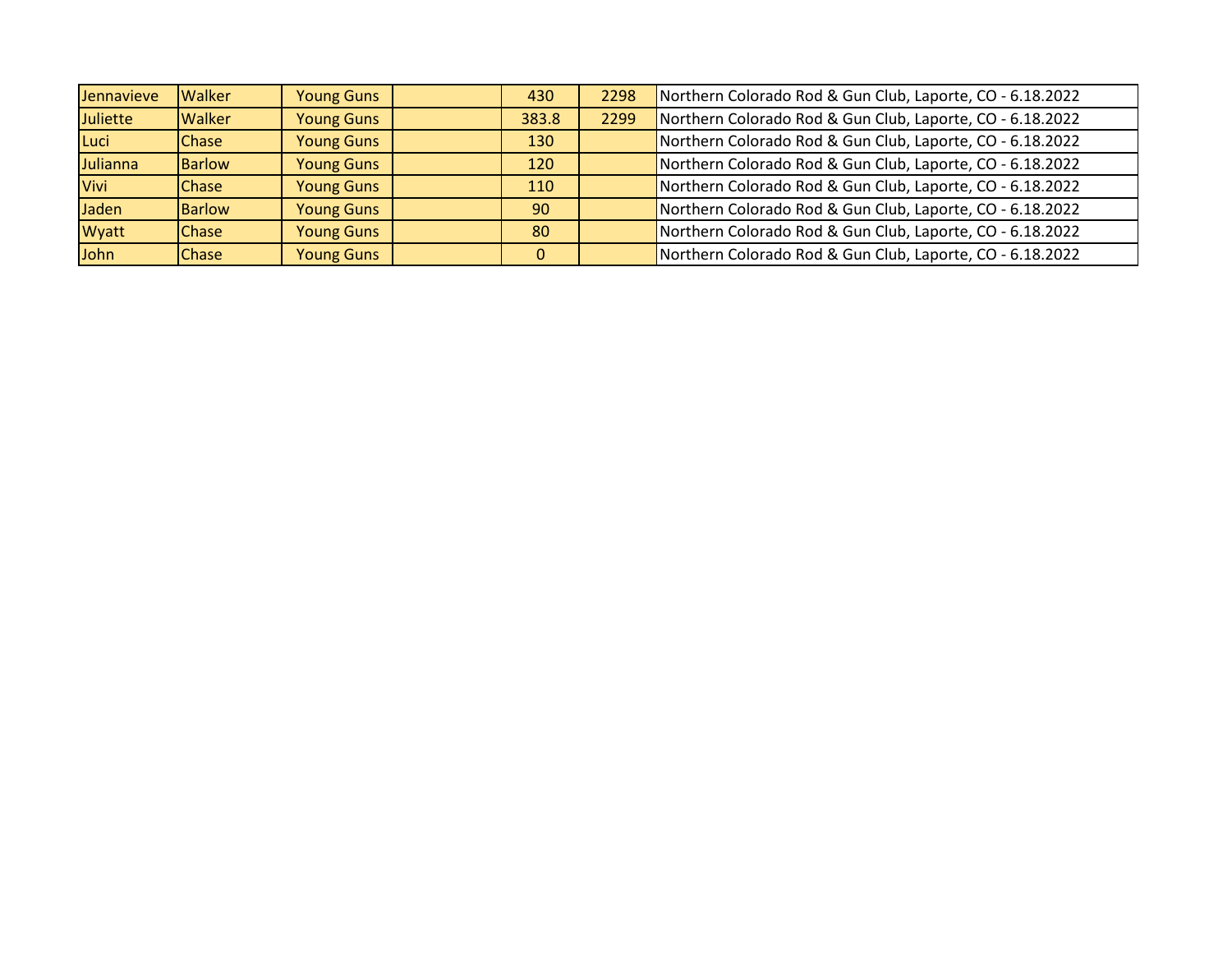| | | | | | | |
|---|---|---|---|---|---|---|
| Jennavieve | Walker | Young Guns | | 430 | 2298 | Northern Colorado Rod & Gun Club, Laporte, CO - 6.18.2022 |
| Juliette | Walker | Young Guns | | 383.8 | 2299 | Northern Colorado Rod & Gun Club, Laporte, CO - 6.18.2022 |
| Luci | Chase | Young Guns | | 130 | | Northern Colorado Rod & Gun Club, Laporte, CO - 6.18.2022 |
| Julianna | Barlow | Young Guns | | 120 | | Northern Colorado Rod & Gun Club, Laporte, CO - 6.18.2022 |
| Vivi | Chase | Young Guns | | 110 | | Northern Colorado Rod & Gun Club, Laporte, CO - 6.18.2022 |
| Jaden | Barlow | Young Guns | | 90 | | Northern Colorado Rod & Gun Club, Laporte, CO - 6.18.2022 |
| Wyatt | Chase | Young Guns | | 80 | | Northern Colorado Rod & Gun Club, Laporte, CO - 6.18.2022 |
| John | Chase | Young Guns | | 0 | | Northern Colorado Rod & Gun Club, Laporte, CO - 6.18.2022 |